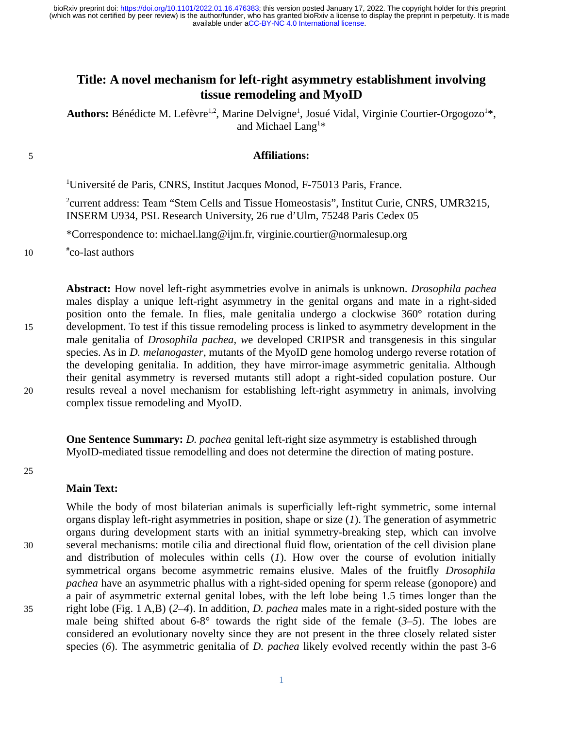# Title: A novel mechanism for left-right asymmetry establishment involving tissue remodeling and MyoID

**Authors:** Bénédicte M. Lefèvre[1,2], Marine Delvigne[1], Josué Vidal, Virginie Courtier-Orgogozo[1]*, and Michael Lang[1]*

**Affiliations:**

[1]Université de Paris, CNRS, Institut Jacques Monod, F-75013 Paris, France.

[2]current address: Team "Stem Cells and Tissue Homeostasis", Institut Curie, CNRS, UMR3215, INSERM U934, PSL Research University, 26 rue d'Ulm, 75248 Paris Cedex 05

*Correspondence to: michael.lang@ijm.fr, virginie.courtier@normalesup.org

[#]co-last authors

**Abstract:** How novel left-right asymmetries evolve in animals is unknown. *Drosophila pachea* males display a unique left-right asymmetry in the genital organs and mate in a right-sided position onto the female. In flies, male genitalia undergo a clockwise 360° rotation during development. To test if this tissue remodeling process is linked to asymmetry development in the male genitalia of *Drosophila pachea, w*e developed CRIPSR and transgenesis in this singular species. As in *D. melanogaster*, mutants of the MyoID gene homolog undergo reverse rotation of the developing genitalia. In addition, they have mirror-image asymmetric genitalia. Although their genital asymmetry is reversed mutants still adopt a right-sided copulation posture. Our results reveal a novel mechanism for establishing left-right asymmetry in animals, involving complex tissue remodeling and MyoID.

**One Sentence Summary:** *D. pachea* genital left-right size asymmetry is established through MyoID-mediated tissue remodelling and does not determine the direction of mating posture.

**Main Text:**

While the body of most bilaterian animals is superficially left-right symmetric, some internal organs display left-right asymmetries in position, shape or size (*1*). The generation of asymmetric organs during development starts with an initial symmetry-breaking step, which can involve several mechanisms: motile cilia and directional fluid flow, orientation of the cell division plane and distribution of molecules within cells (*1*). How over the course of evolution initially symmetrical organs become asymmetric remains elusive. Males of the fruitfly *Drosophila pachea* have an asymmetric phallus with a right-sided opening for sperm release (gonopore) and a pair of asymmetric external genital lobes, with the left lobe being 1.5 times longer than the right lobe (Fig. 1 A,B) (*2–4*). In addition, *D. pachea* males mate in a right-sided posture with the male being shifted about 6-8° towards the right side of the female (*3–5*). The lobes are considered an evolutionary novelty since they are not present in the three closely related sister species (*6*). The asymmetric genitalia of *D. pachea* likely evolved recently within the past 3-6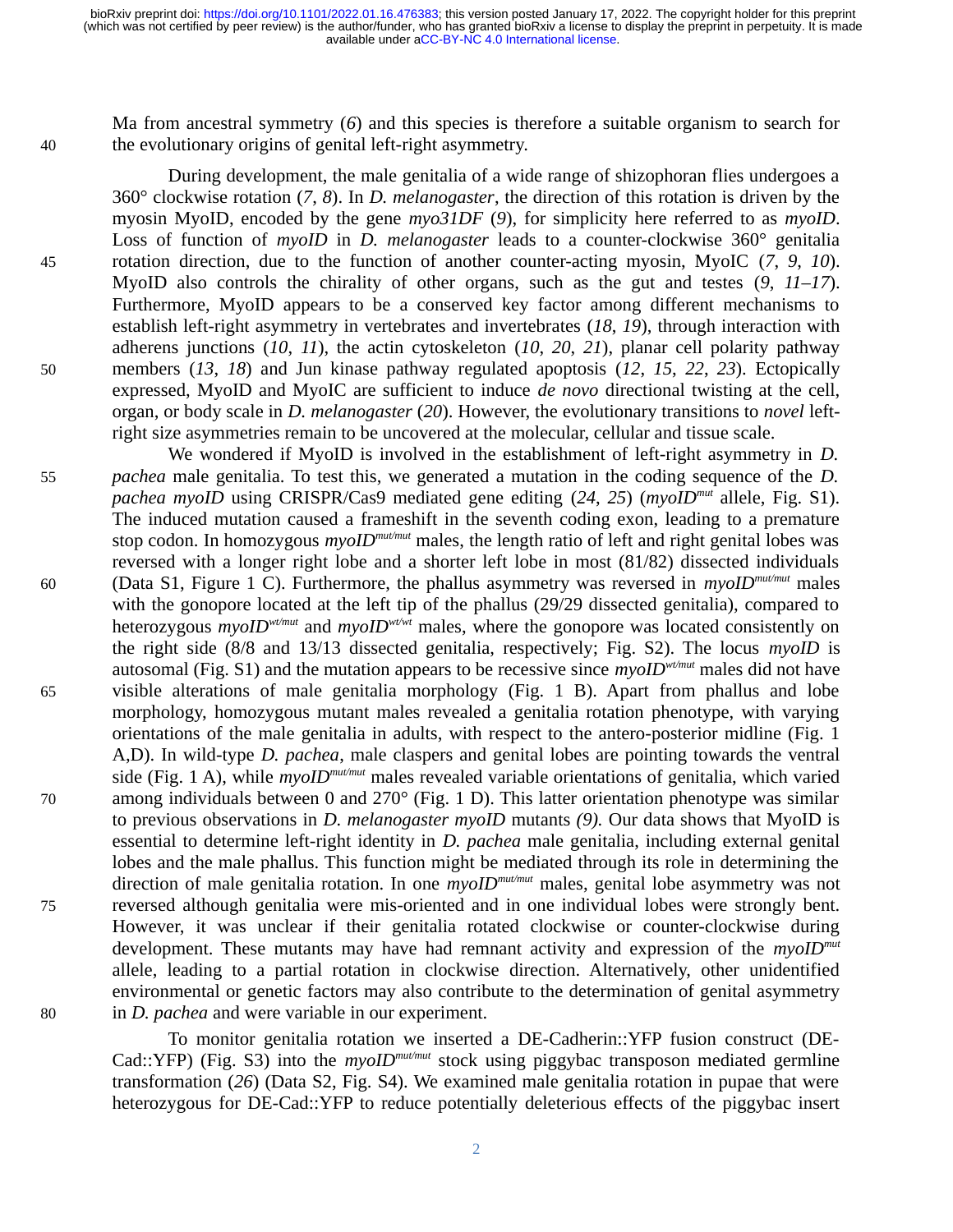Ma from ancestral symmetry (*6*) and this species is therefore a suitable organism to search for the evolutionary origins of genital left-right asymmetry.

During development, the male genitalia of a wide range of shizophoran flies undergoes a 360° clockwise rotation (*7*, *8*). In *D. melanogaster*, the direction of this rotation is driven by the myosin MyoID, encoded by the gene *myo31DF* (*9*), for simplicity here referred to as *myoID*. Loss of function of *myoID* in *D. melanogaster* leads to a counter-clockwise 360° genitalia rotation direction, due to the function of another counter-acting myosin, MyoIC (*7*, *9*, *10*). MyoID also controls the chirality of other organs, such as the gut and testes (*9*, *11*–*17*). Furthermore, MyoID appears to be a conserved key factor among different mechanisms to establish left-right asymmetry in vertebrates and invertebrates (*18*, *19*), through interaction with adherens junctions (*10*, *11*), the actin cytoskeleton (*10*, *20*, *21*), planar cell polarity pathway members (*13*, *18*) and Jun kinase pathway regulated apoptosis (*12*, *15*, *22*, *23*). Ectopically expressed, MyoID and MyoIC are sufficient to induce *de novo* directional twisting at the cell, organ, or body scale in *D. melanogaster* (*20*). However, the evolutionary transitions to *novel* left-right size asymmetries remain to be uncovered at the molecular, cellular and tissue scale.

We wondered if MyoID is involved in the establishment of left-right asymmetry in *D. pachea* male genitalia. To test this, we generated a mutation in the coding sequence of the *D. pachea myoID* using CRISPR/Cas9 mediated gene editing (*24*, *25*) (*myoID*$^{mut}$ allele, Fig. S1). The induced mutation caused a frameshift in the seventh coding exon, leading to a premature stop codon. In homozygous *myoID*$^{mut/mut}$ males, the length ratio of left and right genital lobes was reversed with a longer right lobe and a shorter left lobe in most (81/82) dissected individuals (Data S1, Figure 1 C). Furthermore, the phallus asymmetry was reversed in *myoID*$^{mut/mut}$ males with the gonopore located at the left tip of the phallus (29/29 dissected genitalia), compared to heterozygous *myoID*$^{wt/mut}$ and *myoID*$^{wt/wt}$ males, where the gonopore was located consistently on the right side (8/8 and 13/13 dissected genitalia, respectively; Fig. S2). The locus *myoID* is autosomal (Fig. S1) and the mutation appears to be recessive since *myoID*$^{wt/mut}$ males did not have visible alterations of male genitalia morphology (Fig. 1 B). Apart from phallus and lobe morphology, homozygous mutant males revealed a genitalia rotation phenotype, with varying orientations of the male genitalia in adults, with respect to the antero-posterior midline (Fig. 1 A,D). In wild-type *D. pachea*, male claspers and genital lobes are pointing towards the ventral side (Fig. 1 A), while *myoID*$^{mut/mut}$ males revealed variable orientations of genitalia, which varied among individuals between 0 and 270° (Fig. 1 D). This latter orientation phenotype was similar to previous observations in *D. melanogaster myoID* mutants *(9).* Our data shows that MyoID is essential to determine left-right identity in *D. pachea* male genitalia, including external genital lobes and the male phallus. This function might be mediated through its role in determining the direction of male genitalia rotation. In one *myoID*$^{mut/mut}$ males, genital lobe asymmetry was not reversed although genitalia were mis-oriented and in one individual lobes were strongly bent. However, it was unclear if their genitalia rotated clockwise or counter-clockwise during development. These mutants may have had remnant activity and expression of the *myoID*$^{mut}$ allele, leading to a partial rotation in clockwise direction. Alternatively, other unidentified environmental or genetic factors may also contribute to the determination of genital asymmetry in *D. pachea* and were variable in our experiment.

To monitor genitalia rotation we inserted a DE-Cadherin::YFP fusion construct (DE-Cad::YFP) (Fig. S3) into the *myoID*$^{mut/mut}$ stock using piggybac transposon mediated germline transformation (*26*) (Data S2, Fig. S4). We examined male genitalia rotation in pupae that were heterozygous for DE-Cad::YFP to reduce potentially deleterious effects of the piggybac insert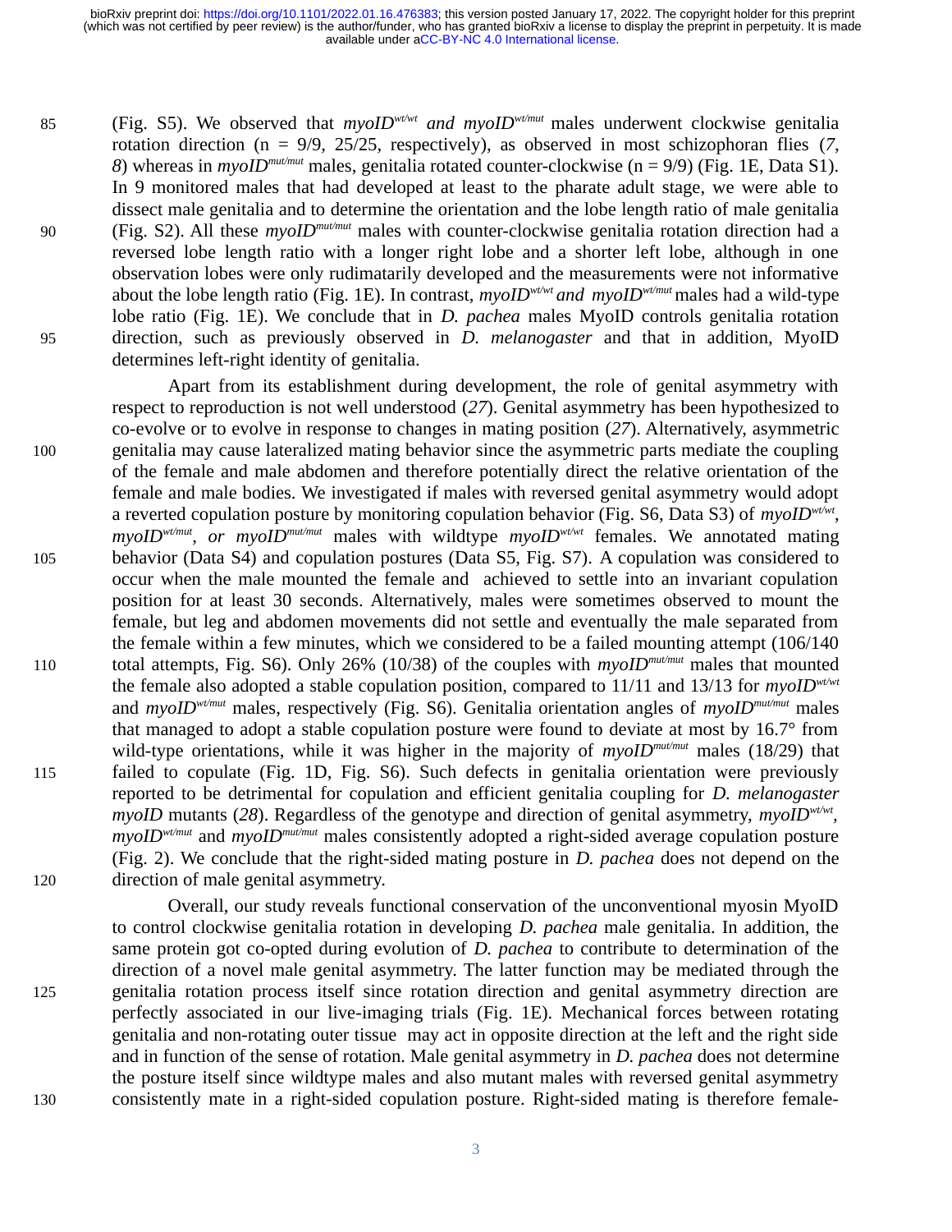(Fig. S5). We observed that *myoID*$^{wt/wt}$ *and myoID*$^{wt/mut}$ males underwent clockwise genitalia rotation direction (n = 9/9, 25/25, respectively), as observed in most schizophoran flies (*7*, *8*) whereas in *myoID*$^{mut/mut}$ males, genitalia rotated counter-clockwise (n = 9/9) (Fig. 1E, Data S1). In 9 monitored males that had developed at least to the pharate adult stage, we were able to dissect male genitalia and to determine the orientation and the lobe length ratio of male genitalia (Fig. S2). All these *myoID*$^{mut/mut}$ males with counter-clockwise genitalia rotation direction had a reversed lobe length ratio with a longer right lobe and a shorter left lobe, although in one observation lobes were only rudimatarily developed and the measurements were not informative about the lobe length ratio (Fig. 1E). In contrast, *myoID*$^{wt/wt}$ *and myoID*$^{wt/mut}$ males had a wild-type lobe ratio (Fig. 1E). We conclude that in *D. pachea* males MyoID controls genitalia rotation direction, such as previously observed in *D. melanogaster* and that in addition, MyoID determines left-right identity of genitalia.

Apart from its establishment during development, the role of genital asymmetry with respect to reproduction is not well understood (*27*). Genital asymmetry has been hypothesized to co-evolve or to evolve in response to changes in mating position (*27*). Alternatively, asymmetric genitalia may cause lateralized mating behavior since the asymmetric parts mediate the coupling of the female and male abdomen and therefore potentially direct the relative orientation of the female and male bodies. We investigated if males with reversed genital asymmetry would adopt a reverted copulation posture by monitoring copulation behavior (Fig. S6, Data S3) of *myoID*$^{wt/wt}$, *myoID*$^{wt/mut}$, *or myoID*$^{mut/mut}$ males with wildtype *myoID*$^{wt/wt}$ females. We annotated mating behavior (Data S4) and copulation postures (Data S5, Fig. S7). A copulation was considered to occur when the male mounted the female and achieved to settle into an invariant copulation position for at least 30 seconds. Alternatively, males were sometimes observed to mount the female, but leg and abdomen movements did not settle and eventually the male separated from the female within a few minutes, which we considered to be a failed mounting attempt (106/140 total attempts, Fig. S6). Only 26% (10/38) of the couples with *myoID*$^{mut/mut}$ males that mounted the female also adopted a stable copulation position, compared to 11/11 and 13/13 for *myoID*$^{wt/wt}$ and *myoID*$^{wt/mut}$ males, respectively (Fig. S6). Genitalia orientation angles of *myoID*$^{mut/mut}$ males that managed to adopt a stable copulation posture were found to deviate at most by 16.7° from wild-type orientations, while it was higher in the majority of *myoID*$^{mut/mut}$ males (18/29) that failed to copulate (Fig. 1D, Fig. S6). Such defects in genitalia orientation were previously reported to be detrimental for copulation and efficient genitalia coupling for *D. melanogaster myoID* mutants (*28*). Regardless of the genotype and direction of genital asymmetry, *myoID*$^{wt/wt}$, *myoID*$^{wt/mut}$ and *myoID*$^{mut/mut}$ males consistently adopted a right-sided average copulation posture (Fig. 2). We conclude that the right-sided mating posture in *D. pachea* does not depend on the direction of male genital asymmetry.

Overall, our study reveals functional conservation of the unconventional myosin MyoID to control clockwise genitalia rotation in developing *D. pachea* male genitalia. In addition, the same protein got co-opted during evolution of *D. pachea* to contribute to determination of the direction of a novel male genital asymmetry. The latter function may be mediated through the genitalia rotation process itself since rotation direction and genital asymmetry direction are perfectly associated in our live-imaging trials (Fig. 1E). Mechanical forces between rotating genitalia and non-rotating outer tissue may act in opposite direction at the left and the right side and in function of the sense of rotation. Male genital asymmetry in *D. pachea* does not determine the posture itself since wildtype males and also mutant males with reversed genital asymmetry consistently mate in a right-sided copulation posture. Right-sided mating is therefore female-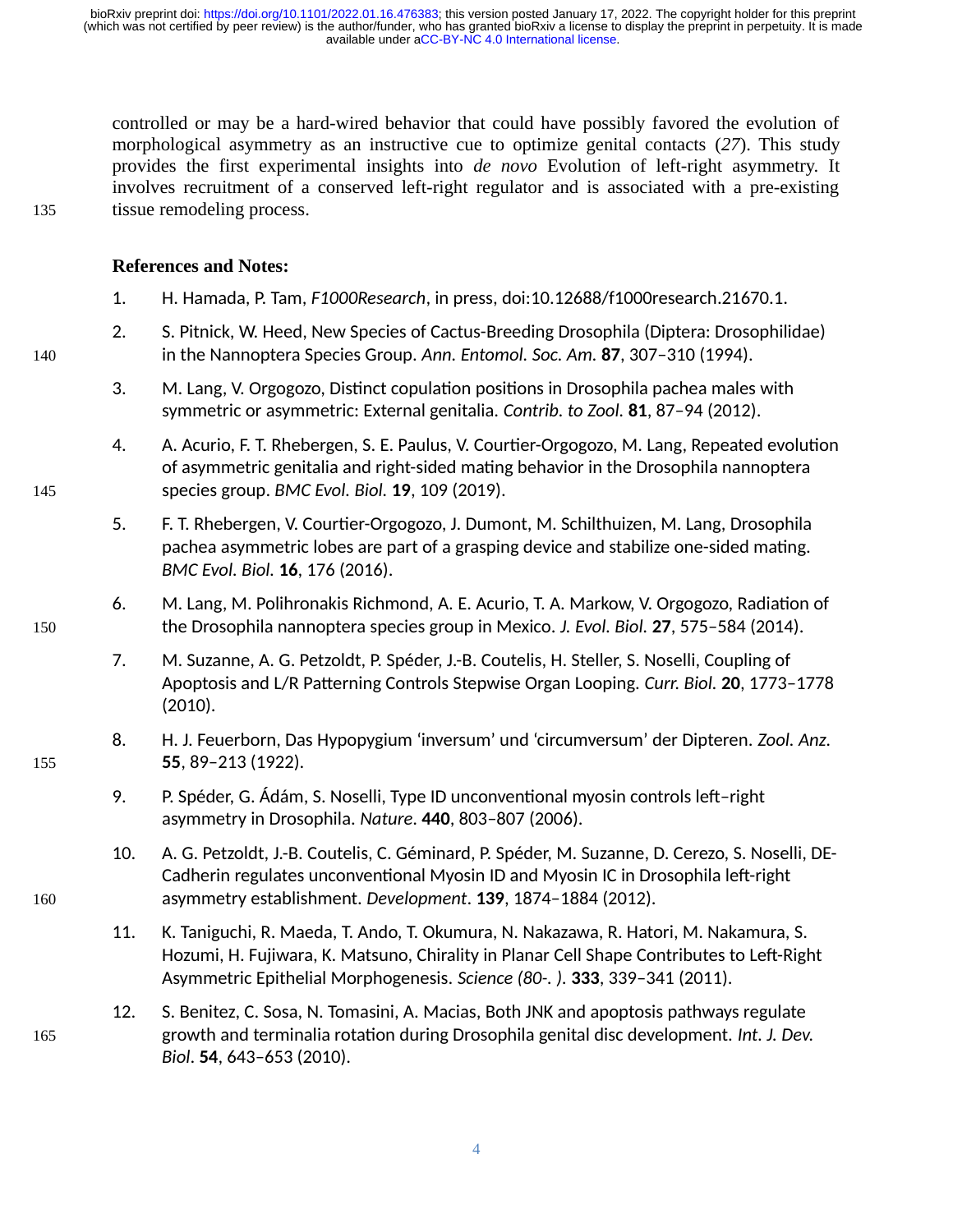controlled or may be a hard-wired behavior that could have possibly favored the evolution of morphological asymmetry as an instructive cue to optimize genital contacts (*27*). This study provides the first experimental insights into *de novo* Evolution of left-right asymmetry. It involves recruitment of a conserved left-right regulator and is associated with a pre-existing tissue remodeling process.

**References and Notes:**

1. H. Hamada, P. Tam, *F1000Research*, in press, doi:10.12688/f1000research.21670.1.
2. S. Pitnick, W. Heed, New Species of Cactus-Breeding Drosophila (Diptera: Drosophilidae) in the Nannoptera Species Group. *Ann. Entomol. Soc. Am.* **87**, 307–310 (1994).
3. M. Lang, V. Orgogozo, Distinct copulation positions in Drosophila pachea males with symmetric or asymmetric: External genitalia. *Contrib. to Zool.* **81**, 87–94 (2012).
4. A. Acurio, F. T. Rhebergen, S. E. Paulus, V. Courtier-Orgogozo, M. Lang, Repeated evolution of asymmetric genitalia and right-sided mating behavior in the Drosophila nannoptera species group. *BMC Evol. Biol.* **19**, 109 (2019).
5. F. T. Rhebergen, V. Courtier-Orgogozo, J. Dumont, M. Schilthuizen, M. Lang, Drosophila pachea asymmetric lobes are part of a grasping device and stabilize one-sided mating. *BMC Evol. Biol.* **16**, 176 (2016).
6. M. Lang, M. Polihronakis Richmond, A. E. Acurio, T. A. Markow, V. Orgogozo, Radiation of the Drosophila nannoptera species group in Mexico. *J. Evol. Biol.* **27**, 575–584 (2014).
7. M. Suzanne, A. G. Petzoldt, P. Spéder, J.-B. Coutelis, H. Steller, S. Noselli, Coupling of Apoptosis and L/R Patterning Controls Stepwise Organ Looping. *Curr. Biol.* **20**, 1773–1778 (2010).
8. H. J. Feuerborn, Das Hypopygium 'inversum' und 'circumversum' der Dipteren. *Zool. Anz.* **55**, 89–213 (1922).
9. P. Spéder, G. Ádám, S. Noselli, Type ID unconventional myosin controls left–right asymmetry in Drosophila. *Nature*. **440**, 803–807 (2006).
10. A. G. Petzoldt, J.-B. Coutelis, C. Géminard, P. Spéder, M. Suzanne, D. Cerezo, S. Noselli, DE-Cadherin regulates unconventional Myosin ID and Myosin IC in Drosophila left-right asymmetry establishment. *Development*. **139**, 1874–1884 (2012).
11. K. Taniguchi, R. Maeda, T. Ando, T. Okumura, N. Nakazawa, R. Hatori, M. Nakamura, S. Hozumi, H. Fujiwara, K. Matsuno, Chirality in Planar Cell Shape Contributes to Left-Right Asymmetric Epithelial Morphogenesis. *Science (80-. ).* **333**, 339–341 (2011).
12. S. Benitez, C. Sosa, N. Tomasini, A. Macias, Both JNK and apoptosis pathways regulate growth and terminalia rotation during Drosophila genital disc development. *Int. J. Dev. Biol*. **54**, 643–653 (2010).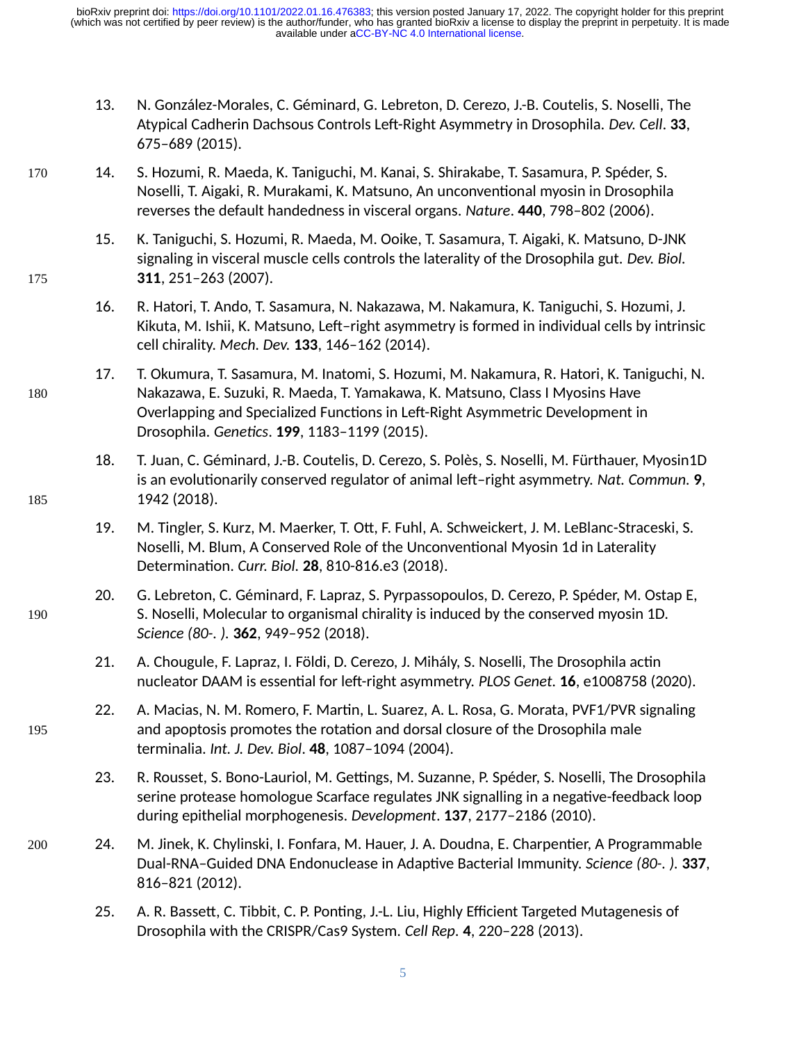13. N. González-Morales, C. Géminard, G. Lebreton, D. Cerezo, J.-B. Coutelis, S. Noselli, The Atypical Cadherin Dachsous Controls Left-Right Asymmetry in Drosophila. *Dev. Cell*. **33**, 675–689 (2015).

14. S. Hozumi, R. Maeda, K. Taniguchi, M. Kanai, S. Shirakabe, T. Sasamura, P. Spéder, S. Noselli, T. Aigaki, R. Murakami, K. Matsuno, An unconventional myosin in Drosophila reverses the default handedness in visceral organs. *Nature*. **440**, 798–802 (2006).

15. K. Taniguchi, S. Hozumi, R. Maeda, M. Ooike, T. Sasamura, T. Aigaki, K. Matsuno, D-JNK signaling in visceral muscle cells controls the laterality of the Drosophila gut. *Dev. Biol.* **311**, 251–263 (2007).

16. R. Hatori, T. Ando, T. Sasamura, N. Nakazawa, M. Nakamura, K. Taniguchi, S. Hozumi, J. Kikuta, M. Ishii, K. Matsuno, Left–right asymmetry is formed in individual cells by intrinsic cell chirality. *Mech. Dev.* **133**, 146–162 (2014).

17. T. Okumura, T. Sasamura, M. Inatomi, S. Hozumi, M. Nakamura, R. Hatori, K. Taniguchi, N. Nakazawa, E. Suzuki, R. Maeda, T. Yamakawa, K. Matsuno, Class I Myosins Have Overlapping and Specialized Functions in Left-Right Asymmetric Development in Drosophila. *Genetics*. **199**, 1183–1199 (2015).

18. T. Juan, C. Géminard, J.-B. Coutelis, D. Cerezo, S. Polès, S. Noselli, M. Fürthauer, Myosin1D is an evolutionarily conserved regulator of animal left–right asymmetry. *Nat. Commun.* **9**, 1942 (2018).

19. M. Tingler, S. Kurz, M. Maerker, T. Ott, F. Fuhl, A. Schweickert, J. M. LeBlanc-Straceski, S. Noselli, M. Blum, A Conserved Role of the Unconventional Myosin 1d in Laterality Determination. *Curr. Biol.* **28**, 810-816.e3 (2018).

20. G. Lebreton, C. Géminard, F. Lapraz, S. Pyrpassopoulos, D. Cerezo, P. Spéder, M. Ostap E, S. Noselli, Molecular to organismal chirality is induced by the conserved myosin 1D. *Science (80-. ).* **362**, 949–952 (2018).

21. A. Chougule, F. Lapraz, I. Földi, D. Cerezo, J. Mihály, S. Noselli, The Drosophila actin nucleator DAAM is essential for left-right asymmetry. *PLOS Genet*. **16**, e1008758 (2020).

22. A. Macias, N. M. Romero, F. Martin, L. Suarez, A. L. Rosa, G. Morata, PVF1/PVR signaling and apoptosis promotes the rotation and dorsal closure of the Drosophila male terminalia. *Int. J. Dev. Biol*. **48**, 1087–1094 (2004).

23. R. Rousset, S. Bono-Lauriol, M. Gettings, M. Suzanne, P. Spéder, S. Noselli, The Drosophila serine protease homologue Scarface regulates JNK signalling in a negative-feedback loop during epithelial morphogenesis. *Development*. **137**, 2177–2186 (2010).

24. M. Jinek, K. Chylinski, I. Fonfara, M. Hauer, J. A. Doudna, E. Charpentier, A Programmable Dual-RNA–Guided DNA Endonuclease in Adaptive Bacterial Immunity. *Science (80-. ).* **337**, 816–821 (2012).

25. A. R. Bassett, C. Tibbit, C. P. Ponting, J.-L. Liu, Highly Efficient Targeted Mutagenesis of Drosophila with the CRISPR/Cas9 System. *Cell Rep*. **4**, 220–228 (2013).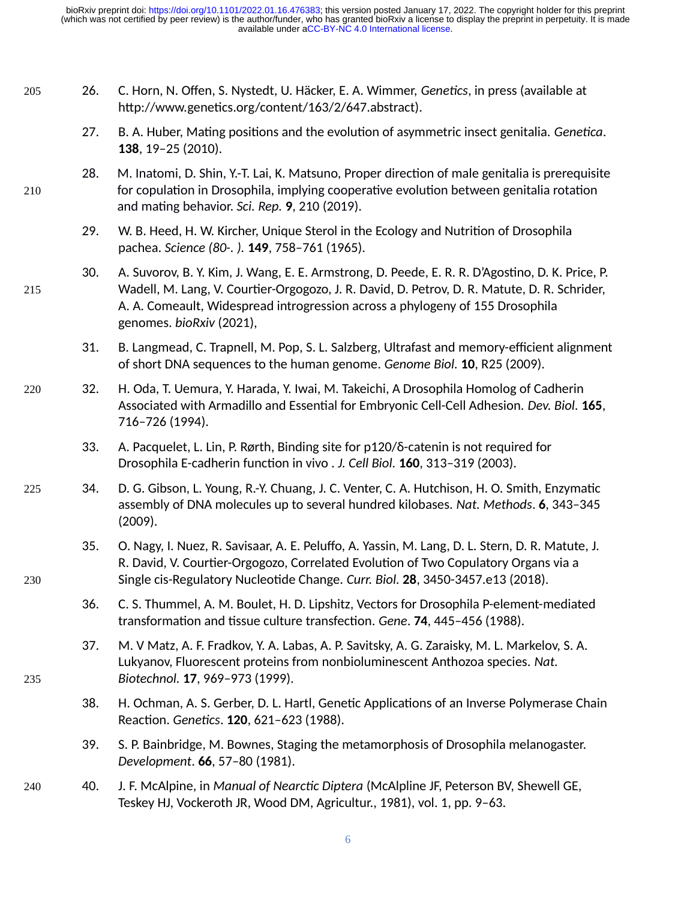26. C. Horn, N. Offen, S. Nystedt, U. Häcker, E. A. Wimmer, *Genetics*, in press (available at http://www.genetics.org/content/163/2/647.abstract).

27. B. A. Huber, Mating positions and the evolution of asymmetric insect genitalia. *Genetica*. **138**, 19–25 (2010).

28. M. Inatomi, D. Shin, Y.-T. Lai, K. Matsuno, Proper direction of male genitalia is prerequisite for copulation in Drosophila, implying cooperative evolution between genitalia rotation and mating behavior. *Sci. Rep.* **9**, 210 (2019).

29. W. B. Heed, H. W. Kircher, Unique Sterol in the Ecology and Nutrition of Drosophila pachea. *Science (80-. ).* **149**, 758–761 (1965).

30. A. Suvorov, B. Y. Kim, J. Wang, E. E. Armstrong, D. Peede, E. R. R. D'Agostino, D. K. Price, P. Wadell, M. Lang, V. Courtier-Orgogozo, J. R. David, D. Petrov, D. R. Matute, D. R. Schrider, A. A. Comeault, Widespread introgression across a phylogeny of 155 Drosophila genomes. *bioRxiv* (2021),

31. B. Langmead, C. Trapnell, M. Pop, S. L. Salzberg, Ultrafast and memory-efficient alignment of short DNA sequences to the human genome. *Genome Biol.* **10**, R25 (2009).

32. H. Oda, T. Uemura, Y. Harada, Y. Iwai, M. Takeichi, A Drosophila Homolog of Cadherin Associated with Armadillo and Essential for Embryonic Cell-Cell Adhesion. *Dev. Biol.* **165**, 716–726 (1994).

33. A. Pacquelet, L. Lin, P. Rørth, Binding site for p120/δ-catenin is not required for Drosophila E-cadherin function in vivo . *J. Cell Biol.* **160**, 313–319 (2003).

34. D. G. Gibson, L. Young, R.-Y. Chuang, J. C. Venter, C. A. Hutchison, H. O. Smith, Enzymatic assembly of DNA molecules up to several hundred kilobases. *Nat. Methods*. **6**, 343–345 (2009).

35. O. Nagy, I. Nuez, R. Savisaar, A. E. Peluffo, A. Yassin, M. Lang, D. L. Stern, D. R. Matute, J. R. David, V. Courtier-Orgogozo, Correlated Evolution of Two Copulatory Organs via a Single cis-Regulatory Nucleotide Change. *Curr. Biol.* **28**, 3450-3457.e13 (2018).

36. C. S. Thummel, A. M. Boulet, H. D. Lipshitz, Vectors for Drosophila P-element-mediated transformation and tissue culture transfection. *Gene*. **74**, 445–456 (1988).

37. M. V Matz, A. F. Fradkov, Y. A. Labas, A. P. Savitsky, A. G. Zaraisky, M. L. Markelov, S. A. Lukyanov, Fluorescent proteins from nonbioluminescent Anthozoa species. *Nat. Biotechnol.* **17**, 969–973 (1999).

38. H. Ochman, A. S. Gerber, D. L. Hartl, Genetic Applications of an Inverse Polymerase Chain Reaction. *Genetics*. **120**, 621–623 (1988).

39. S. P. Bainbridge, M. Bownes, Staging the metamorphosis of Drosophila melanogaster. *Development*. **66**, 57–80 (1981).

40. J. F. McAlpine, in *Manual of Nearctic Diptera* (McAlpline JF, Peterson BV, Shewell GE, Teskey HJ, Vockeroth JR, Wood DM, Agricultur., 1981), vol. 1, pp. 9–63.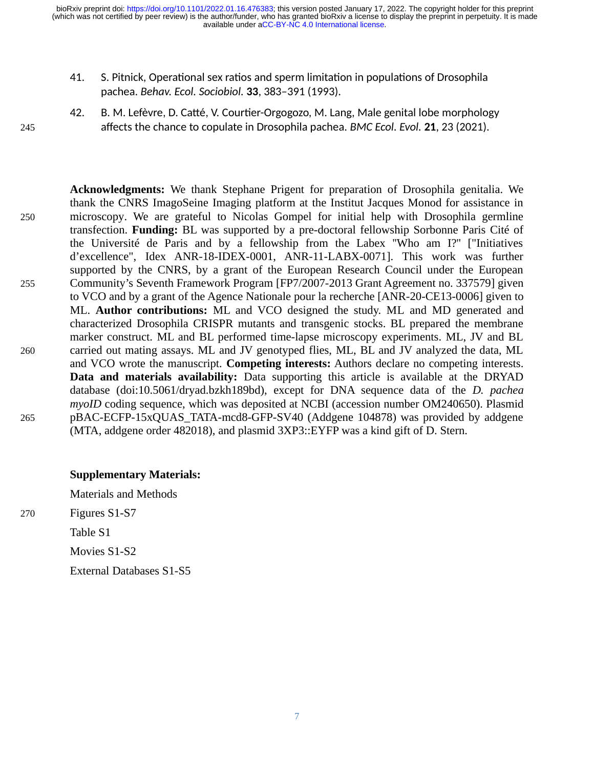41. S. Pitnick, Operational sex ratios and sperm limitation in populations of Drosophila pachea. *Behav. Ecol. Sociobiol.* **33**, 383–391 (1993).

42. B. M. Lefèvre, D. Catté, V. Courtier-Orgogozo, M. Lang, Male genital lobe morphology affects the chance to copulate in Drosophila pachea. *BMC Ecol. Evol.* **21**, 23 (2021).

**Acknowledgments:** We thank Stephane Prigent for preparation of Drosophila genitalia. We thank the CNRS ImagoSeine Imaging platform at the Institut Jacques Monod for assistance in microscopy. We are grateful to Nicolas Gompel for initial help with Drosophila germline transfection. **Funding:** BL was supported by a pre-doctoral fellowship Sorbonne Paris Cité of the Université de Paris and by a fellowship from the Labex "Who am I?" ["Initiatives d'excellence", Idex ANR-18-IDEX-0001, ANR-11-LABX-0071]. This work was further supported by the CNRS, by a grant of the European Research Council under the European Community's Seventh Framework Program [FP7/2007-2013 Grant Agreement no. 337579] given to VCO and by a grant of the Agence Nationale pour la recherche [ANR-20-CE13-0006] given to ML. **Author contributions:** ML and VCO designed the study. ML and MD generated and characterized Drosophila CRISPR mutants and transgenic stocks. BL prepared the membrane marker construct. ML and BL performed time-lapse microscopy experiments. ML, JV and BL carried out mating assays. ML and JV genotyped flies, ML, BL and JV analyzed the data, ML and VCO wrote the manuscript. **Competing interests:** Authors declare no competing interests. **Data and materials availability:** Data supporting this article is available at the DRYAD database (doi:10.5061/dryad.bzkh189bd), except for DNA sequence data of the *D. pachea myoID* coding sequence, which was deposited at NCBI (accession number OM240650). Plasmid pBAC-ECFP-15xQUAS_TATA-mcd8-GFP-SV40 (Addgene 104878) was provided by addgene (MTA, addgene order 482018), and plasmid 3XP3::EYFP was a kind gift of D. Stern.

**Supplementary Materials:**

Materials and Methods

Figures S1-S7

Table S1

Movies S1-S2

External Databases S1-S5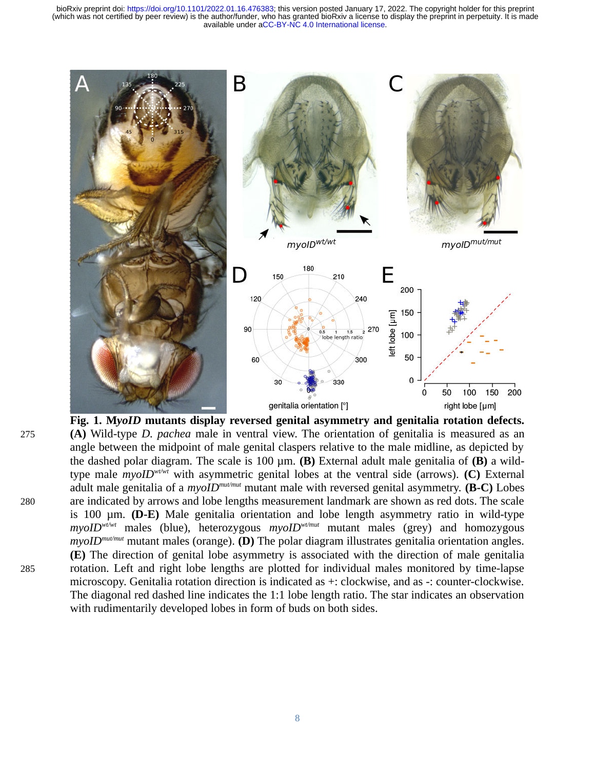**Fig. 1. M*yoID* mutants display reversed genital asymmetry and genitalia rotation defects.** **(A)** Wild-type *D. pachea* male in ventral view. The orientation of genitalia is measured as an angle between the midpoint of male genital claspers relative to the male midline, as depicted by the dashed polar diagram. The scale is 100 µm. **(B)** External adult male genitalia of **(B)** a wild-type male *myoID*$^{wt/wt}$ with asymmetric genital lobes at the ventral side (arrows). **(C)** External adult male genitalia of a *myoID*$^{mut/mut}$ mutant male with reversed genital asymmetry. **(B-C)** Lobes are indicated by arrows and lobe lengths measurement landmark are shown as red dots. The scale is 100 µm. **(D-E)** Male genitalia orientation and lobe length asymmetry ratio in wild-type *myoID*$^{wt/wt}$ males (blue), heterozygous *myoID*$^{wt/mut}$ mutant males (grey) and homozygous *myoID*$^{mut/mut}$ mutant males (orange). **(D)** The polar diagram illustrates genitalia orientation angles. **(E)** The direction of genital lobe asymmetry is associated with the direction of male genitalia rotation. Left and right lobe lengths are plotted for individual males monitored by time-lapse microscopy. Genitalia rotation direction is indicated as +: clockwise, and as -: counter-clockwise. The diagonal red dashed line indicates the 1:1 lobe length ratio. The star indicates an observation with rudimentarily developed lobes in form of buds on both sides.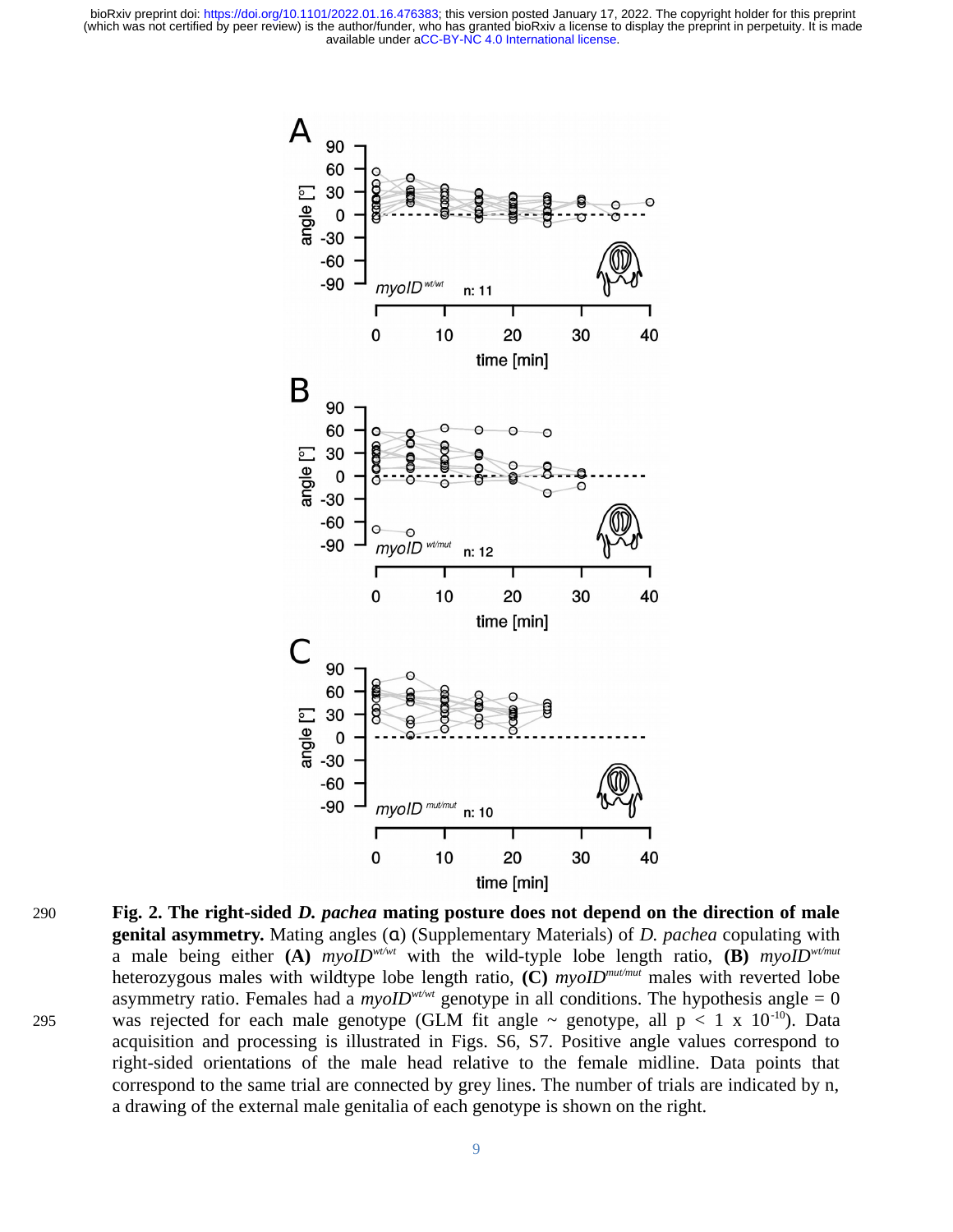A

90
60
30
0
-30
-60
-90

angle [°]

*myoID* $^{wt/wt}$ n: 11

0 10 20 30 40

time [min]

B

90
60
30
0
-30
-60
-90

angle [°]

*myoID* $^{wt/mut}$ n: 12

0 10 20 30 40

time [min]

C

90
60
30
0
-30
-60
-90

angle [°]

*myoID* $^{mut/mut}$ n: 10

0 10 20 30 40

time [min]

**Fig. 2. The right-sided *D. pachea* mating posture does not depend on the direction of male genital asymmetry.** Mating angles (ɑ) (Supplementary Materials) of *D. pachea* copulating with a male being either **(A)** *myoID*$^{wt/wt}$ with the wild-type lobe length ratio, **(B)** *myoID*$^{wt/mut}$ heterozygous males with wildtype lobe length ratio, **(C)** *myoID*$^{mut/mut}$ males with reverted lobe asymmetry ratio. Females had a *myoID*$^{wt/wt}$ genotype in all conditions. The hypothesis angle = 0 was rejected for each male genotype (GLM fit angle ~ genotype, all $p < 1 \times 10^{-10}$). Data acquisition and processing is illustrated in Figs. S6, S7. Positive angle values correspond to right-sided orientations of the male head relative to the female midline. Data points that correspond to the same trial are connected by grey lines. The number of trials are indicated by n, a drawing of the external male genitalia of each genotype is shown on the right.